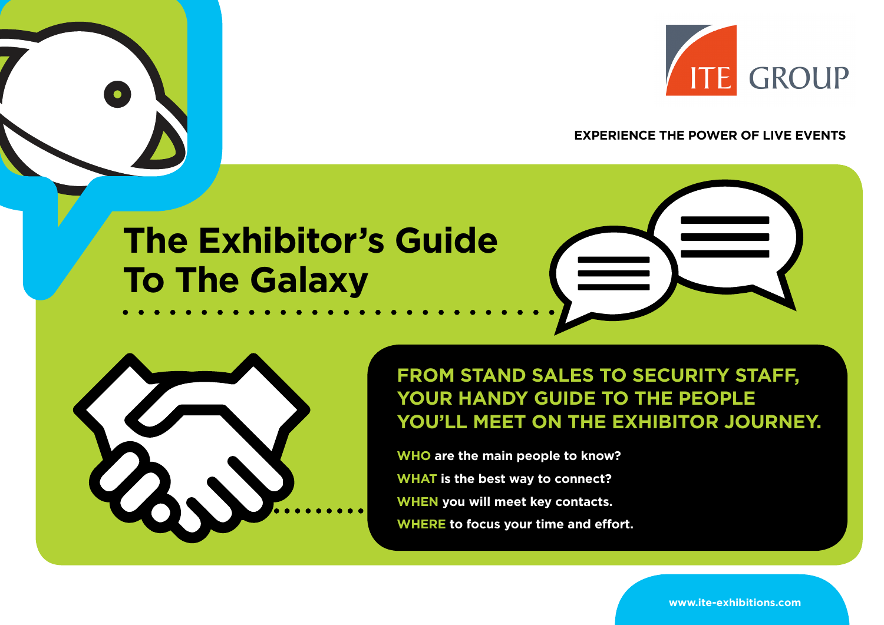ITE GROUP

EXPERIENCE THE POWER OF LIVE EVENTS

# The Exhibitor's Guide To The Galaxy

## FROM STAND SALES TO SECURITY STAFF, YOUR HANDY GUIDE TO THE PEOPLE YOU'LL MEET ON THE EXHIBITOR JOURNEY.

**WHO** are the main people to know?

**WHAT** is the best way to connect?

**WHEN** you will meet key contacts.

**WHERE** to focus your time and effort.

www.ite-exhibitions.com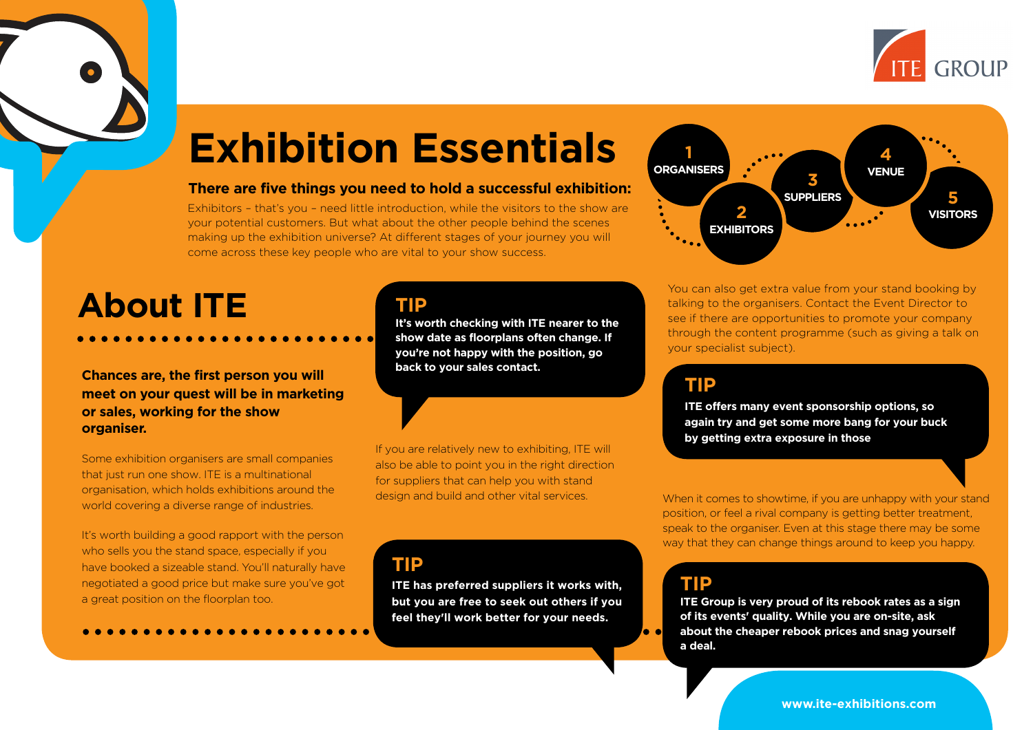# Exhibition Essentials

**There are five things you need to hold a successful exhibition:**

Exhibitors – that's you – need little introduction, while the visitors to the show are your potential customers. But what about the other people behind the scenes making up the exhibition universe? At different stages of your journey you will come across these key people who are vital to your show success.

1. ORGANISERS
2. EXHIBITORS
3. SUPPLIERS
4. VENUE
5. VISITORS

## About ITE

**Chances are, the first person you will meet on your quest will be in marketing or sales, working for the show organiser.**

Some exhibition organisers are small companies that just run one show. ITE is a multinational organisation, which holds exhibitions around the world covering a diverse range of industries.

It's worth building a good rapport with the person who sells you the stand space, especially if you have booked a sizeable stand. You'll naturally have negotiated a good price but make sure you've got a great position on the floorplan too.

### TIP

**It's worth checking with ITE nearer to the show date as floorplans often change. If you're not happy with the position, go back to your sales contact.**

If you are relatively new to exhibiting, ITE will also be able to point you in the right direction for suppliers that can help you with stand design and build and other vital services.

### TIP

**ITE has preferred suppliers it works with, but you are free to seek out others if you feel they'll work better for your needs.**

You can also get extra value from your stand booking by talking to the organisers. Contact the Event Director to see if there are opportunities to promote your company through the content programme (such as giving a talk on your specialist subject).

### TIP

**ITE offers many event sponsorship options, so again try and get some more bang for your buck by getting extra exposure in those**

When it comes to showtime, if you are unhappy with your stand position, or feel a rival company is getting better treatment, speak to the organiser. Even at this stage there may be some way that they can change things around to keep you happy.

### TIP

**ITE Group is very proud of its rebook rates as a sign of its events' quality. While you are on-site, ask about the cheaper rebook prices and snag yourself a deal.**

www.ite-exhibitions.com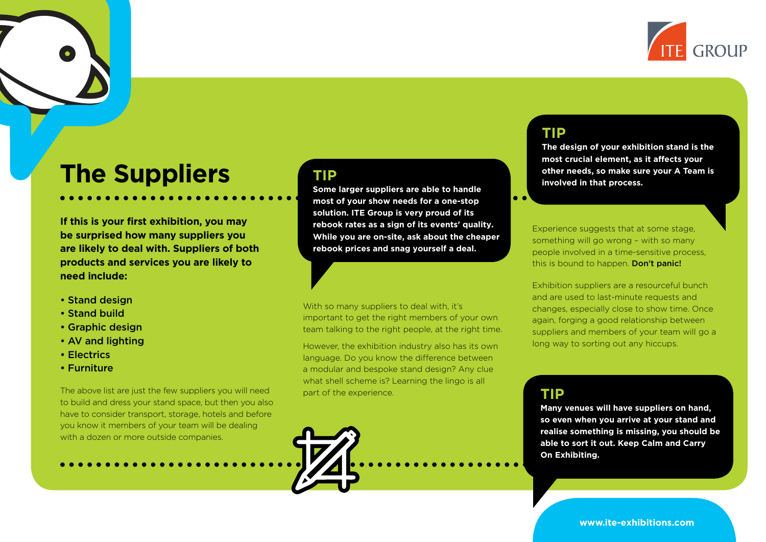# The Suppliers

**If this is your first exhibition, you may be surprised how many suppliers you are likely to deal with. Suppliers of both products and services you are likely to need include:**

- Stand design
- Stand build
- Graphic design
- AV and lighting
- Electrics
- Furniture

The above list are just the few suppliers you will need to build and dress your stand space, but then you also have to consider transport, storage, hotels and before you know it members of your team will be dealing with a dozen or more outside companies.

## TIP

**Some larger suppliers are able to handle most of your show needs for a one-stop solution. ITE Group is very proud of its rebook rates as a sign of its events' quality. While you are on-site, ask about the cheaper rebook prices and snag yourself a deal.**

With so many suppliers to deal with, it's important to get the right members of your own team talking to the right people, at the right time.

However, the exhibition industry also has its own language. Do you know the difference between a modular and bespoke stand design? Any clue what shell scheme is? Learning the lingo is all part of the experience.

## TIP

**The design of your exhibition stand is the most crucial element, as it affects your other needs, so make sure your A Team is involved in that process.**

Experience suggests that at some stage, something will go wrong – with so many people involved in a time-sensitive process, this is bound to happen. **Don't panic!**

Exhibition suppliers are a resourceful bunch and are used to last-minute requests and changes, especially close to show time. Once again, forging a good relationship between suppliers and members of your team will go a long way to sorting out any hiccups.

## TIP

**Many venues will have suppliers on hand, so even when you arrive at your stand and realise something is missing, you should be able to sort it out. Keep Calm and Carry On Exhibiting.**

www.ite-exhibitions.com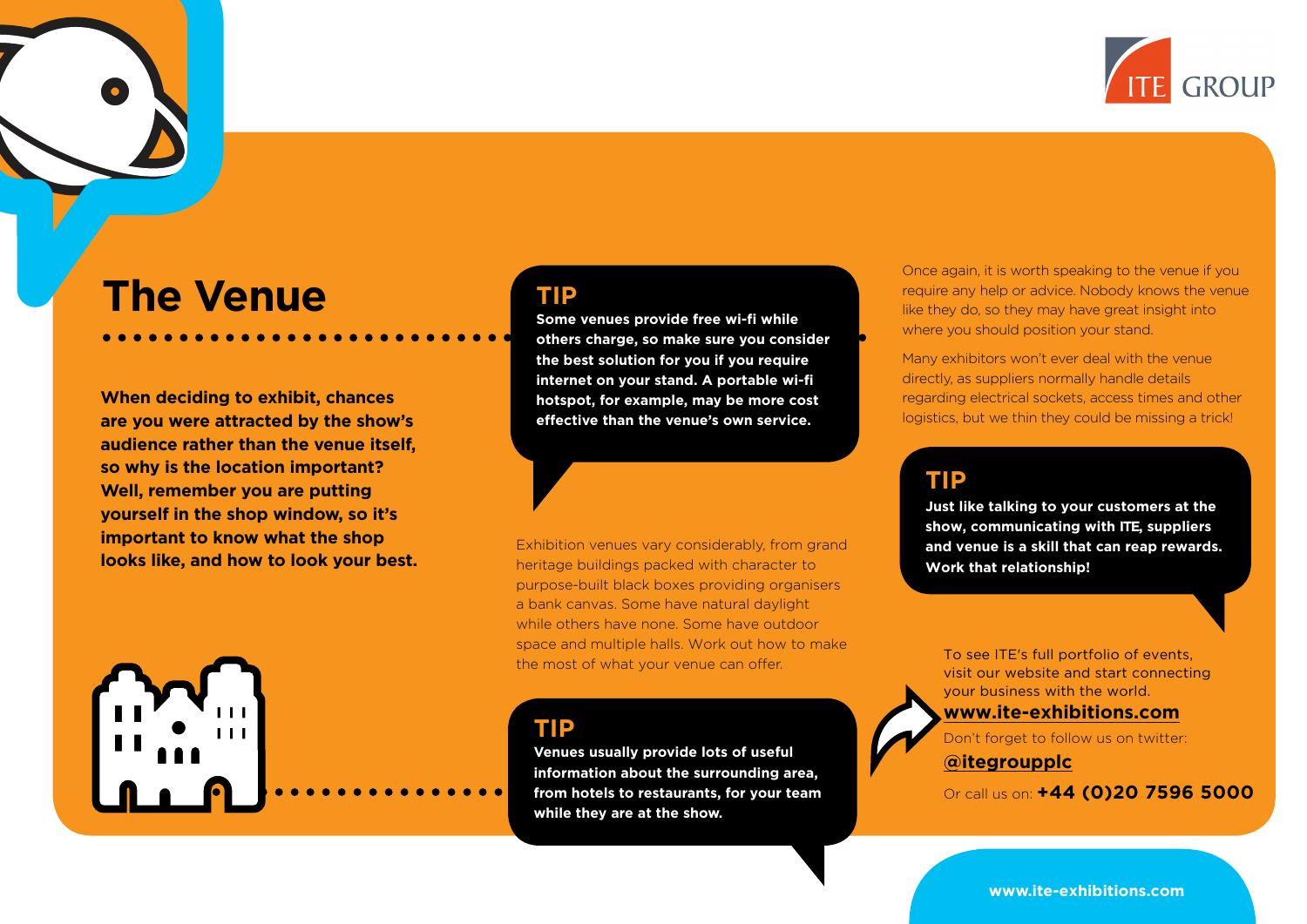# The Venue

**When deciding to exhibit, chances are you were attracted by the show's audience rather than the venue itself, so why is the location important? Well, remember you are putting yourself in the shop window, so it's important to know what the shop looks like, and how to look your best.**

## TIP

**Some venues provide free wi-fi while others charge, so make sure you consider the best solution for you if you require internet on your stand. A portable wi-fi hotspot, for example, may be more cost effective than the venue's own service.**

Exhibition venues vary considerably, from grand heritage buildings packed with character to purpose-built black boxes providing organisers a bank canvas. Some have natural daylight while others have none. Some have outdoor space and multiple halls. Work out how to make the most of what your venue can offer.

## TIP

**Venues usually provide lots of useful information about the surrounding area, from hotels to restaurants, for your team while they are at the show.**

Once again, it is worth speaking to the venue if you require any help or advice. Nobody knows the venue like they do, so they may have great insight into where you should position your stand.

Many exhibitors won't ever deal with the venue directly, as suppliers normally handle details regarding electrical sockets, access times and other logistics, but we thin they could be missing a trick!

## TIP

**Just like talking to your customers at the show, communicating with ITE, suppliers and venue is a skill that can reap rewards. Work that relationship!**

To see ITE's full portfolio of events, visit our website and start connecting your business with the world.
**www.ite-exhibitions.com**

Don't forget to follow us on twitter:
**@itegroupplc**

Or call us on: **+44 (0)20 7596 5000**